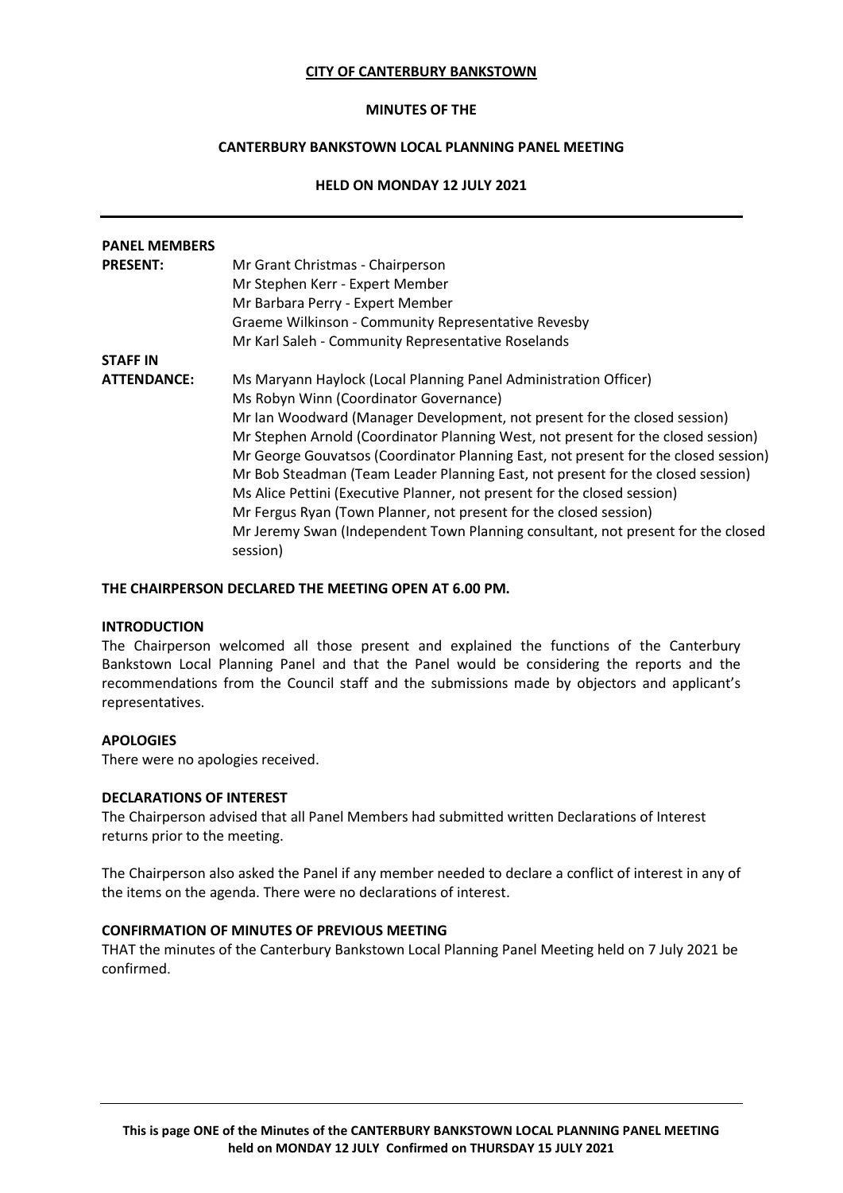**CITY OF CANTERBURY BANKSTOWN**

**MINUTES OF THE**

**CANTERBURY BANKSTOWN LOCAL PLANNING PANEL MEETING**

**HELD ON MONDAY 12 JULY 2021**

---

| | |
|---|---|
| **PANEL MEMBERS PRESENT:** | Mr Grant Christmas - Chairperson<br>Mr Stephen Kerr - Expert Member<br>Mr Barbara Perry - Expert Member<br>Graeme Wilkinson - Community Representative Revesby<br>Mr Karl Saleh - Community Representative Roselands |
| **STAFF IN ATTENDANCE:** | Ms Maryann Haylock (Local Planning Panel Administration Officer)<br>Ms Robyn Winn (Coordinator Governance)<br>Mr Ian Woodward (Manager Development, not present for the closed session)<br>Mr Stephen Arnold (Coordinator Planning West, not present for the closed session)<br>Mr George Gouvatsos (Coordinator Planning East, not present for the closed session)<br>Mr Bob Steadman (Team Leader Planning East, not present for the closed session)<br>Ms Alice Pettini (Executive Planner, not present for the closed session)<br>Mr Fergus Ryan (Town Planner, not present for the closed session)<br>Mr Jeremy Swan (Independent Town Planning consultant, not present for the closed session) |

**THE CHAIRPERSON DECLARED THE MEETING OPEN AT 6.00 PM.**

**INTRODUCTION**

The Chairperson welcomed all those present and explained the functions of the Canterbury Bankstown Local Planning Panel and that the Panel would be considering the reports and the recommendations from the Council staff and the submissions made by objectors and applicant's representatives.

**APOLOGIES**

There were no apologies received.

**DECLARATIONS OF INTEREST**

The Chairperson advised that all Panel Members had submitted written Declarations of Interest returns prior to the meeting.

The Chairperson also asked the Panel if any member needed to declare a conflict of interest in any of the items on the agenda. There were no declarations of interest.

**CONFIRMATION OF MINUTES OF PREVIOUS MEETING**

THAT the minutes of the Canterbury Bankstown Local Planning Panel Meeting held on 7 July 2021 be confirmed.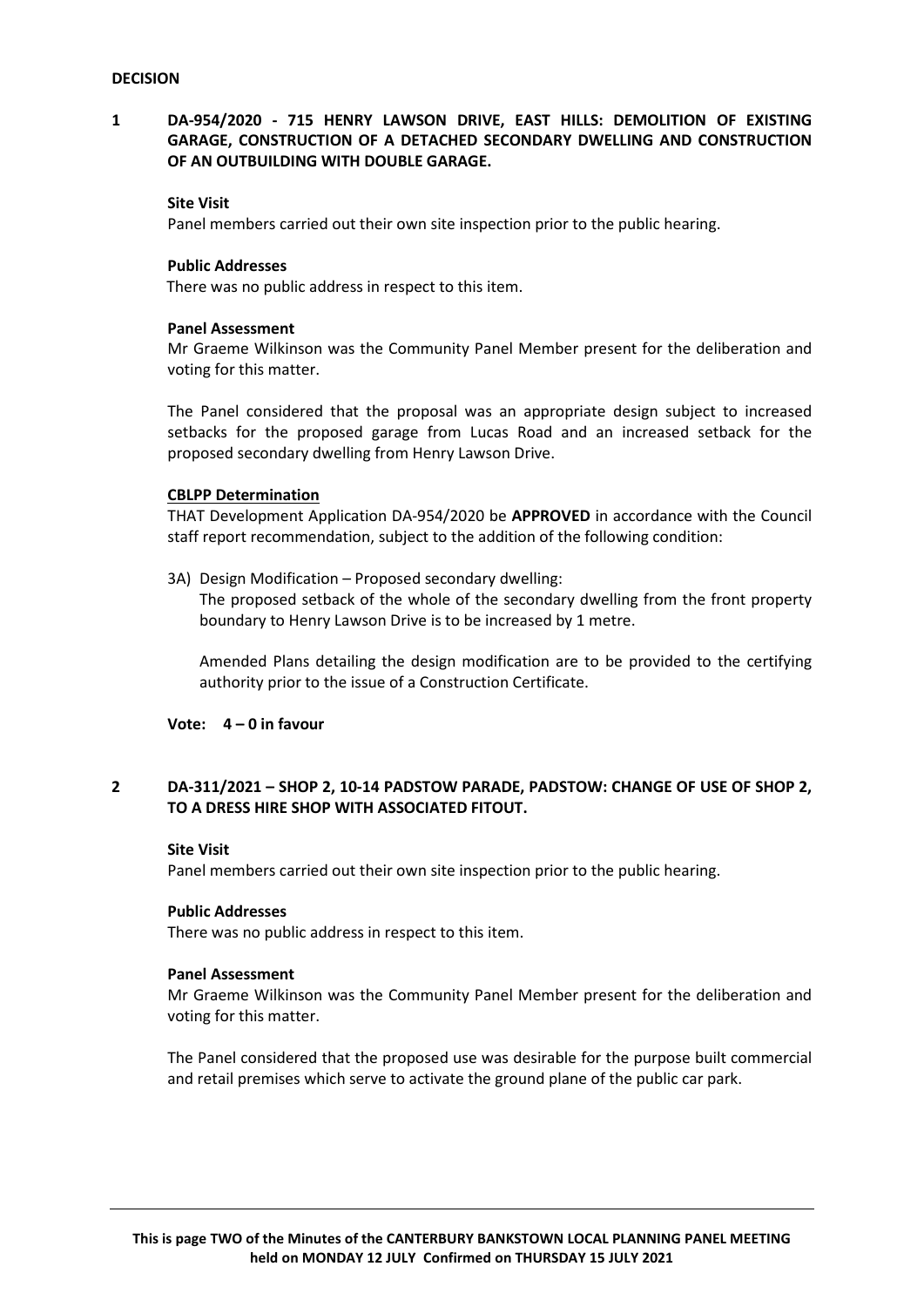**DECISION**

## 1 DA-954/2020 - 715 HENRY LAWSON DRIVE, EAST HILLS: DEMOLITION OF EXISTING GARAGE, CONSTRUCTION OF A DETACHED SECONDARY DWELLING AND CONSTRUCTION OF AN OUTBUILDING WITH DOUBLE GARAGE.

**Site Visit**

Panel members carried out their own site inspection prior to the public hearing.

**Public Addresses**

There was no public address in respect to this item.

**Panel Assessment**

Mr Graeme Wilkinson was the Community Panel Member present for the deliberation and voting for this matter.

The Panel considered that the proposal was an appropriate design subject to increased setbacks for the proposed garage from Lucas Road and an increased setback for the proposed secondary dwelling from Henry Lawson Drive.

**CBLPP Determination**

THAT Development Application DA-954/2020 be **APPROVED** in accordance with the Council staff report recommendation, subject to the addition of the following condition:

3A) Design Modification – Proposed secondary dwelling:
The proposed setback of the whole of the secondary dwelling from the front property boundary to Henry Lawson Drive is to be increased by 1 metre.

Amended Plans detailing the design modification are to be provided to the certifying authority prior to the issue of a Construction Certificate.

**Vote: 4 – 0 in favour**

## 2 DA-311/2021 – SHOP 2, 10-14 PADSTOW PARADE, PADSTOW: CHANGE OF USE OF SHOP 2, TO A DRESS HIRE SHOP WITH ASSOCIATED FITOUT.

**Site Visit**

Panel members carried out their own site inspection prior to the public hearing.

**Public Addresses**

There was no public address in respect to this item.

**Panel Assessment**

Mr Graeme Wilkinson was the Community Panel Member present for the deliberation and voting for this matter.

The Panel considered that the proposed use was desirable for the purpose built commercial and retail premises which serve to activate the ground plane of the public car park.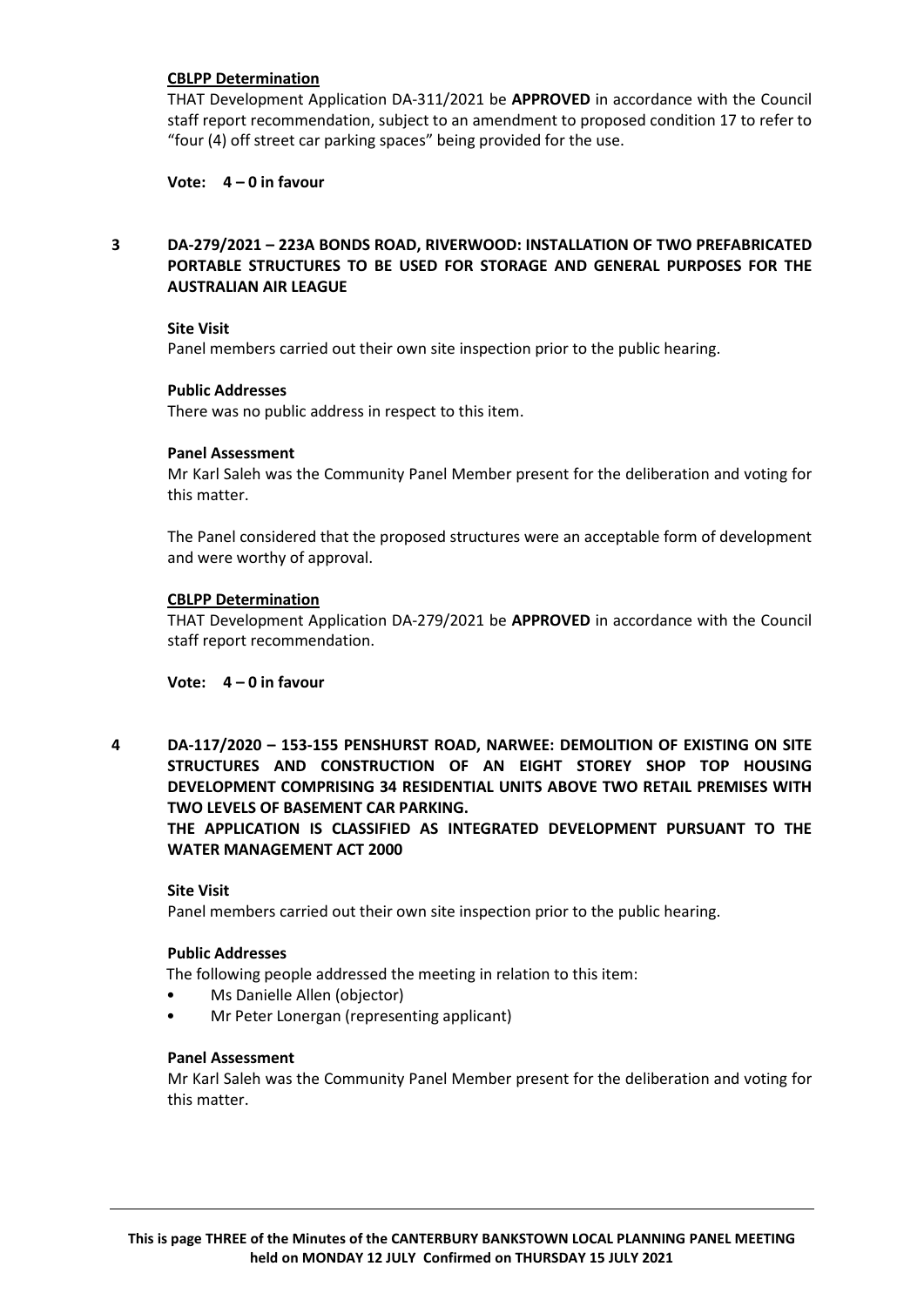**CBLPP Determination**

THAT Development Application DA-311/2021 be **APPROVED** in accordance with the Council staff report recommendation, subject to an amendment to proposed condition 17 to refer to "four (4) off street car parking spaces" being provided for the use.

**Vote: 4 – 0 in favour**

## 3 DA-279/2021 – 223A BONDS ROAD, RIVERWOOD: INSTALLATION OF TWO PREFABRICATED PORTABLE STRUCTURES TO BE USED FOR STORAGE AND GENERAL PURPOSES FOR THE AUSTRALIAN AIR LEAGUE

**Site Visit**

Panel members carried out their own site inspection prior to the public hearing.

**Public Addresses**

There was no public address in respect to this item.

**Panel Assessment**

Mr Karl Saleh was the Community Panel Member present for the deliberation and voting for this matter.

The Panel considered that the proposed structures were an acceptable form of development and were worthy of approval.

**CBLPP Determination**

THAT Development Application DA-279/2021 be **APPROVED** in accordance with the Council staff report recommendation.

**Vote: 4 – 0 in favour**

## 4 DA-117/2020 – 153-155 PENSHURST ROAD, NARWEE: DEMOLITION OF EXISTING ON SITE STRUCTURES AND CONSTRUCTION OF AN EIGHT STOREY SHOP TOP HOUSING DEVELOPMENT COMPRISING 34 RESIDENTIAL UNITS ABOVE TWO RETAIL PREMISES WITH TWO LEVELS OF BASEMENT CAR PARKING. THE APPLICATION IS CLASSIFIED AS INTEGRATED DEVELOPMENT PURSUANT TO THE WATER MANAGEMENT ACT 2000

**Site Visit**

Panel members carried out their own site inspection prior to the public hearing.

**Public Addresses**

The following people addressed the meeting in relation to this item:

- Ms Danielle Allen (objector)
- Mr Peter Lonergan (representing applicant)

**Panel Assessment**

Mr Karl Saleh was the Community Panel Member present for the deliberation and voting for this matter.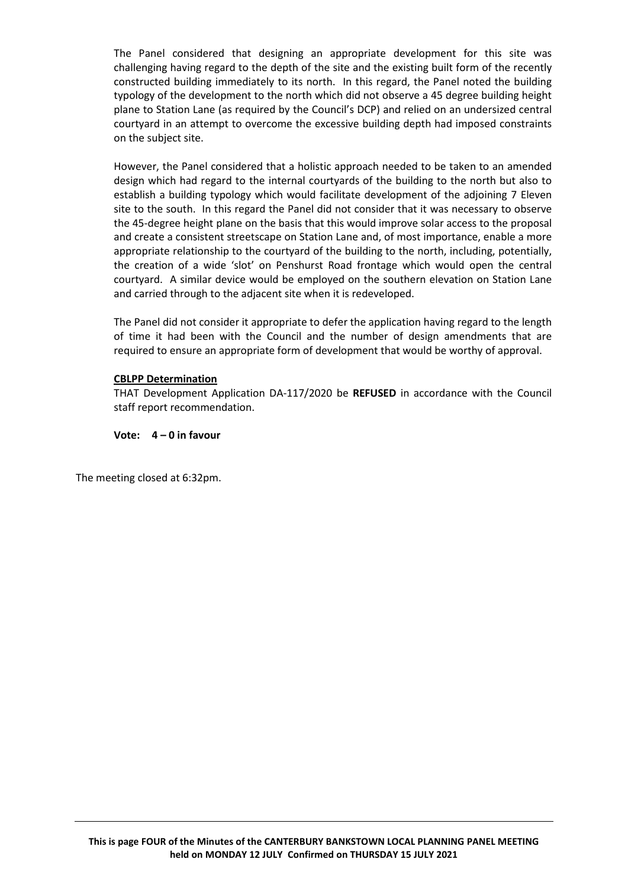The Panel considered that designing an appropriate development for this site was challenging having regard to the depth of the site and the existing built form of the recently constructed building immediately to its north. In this regard, the Panel noted the building typology of the development to the north which did not observe a 45 degree building height plane to Station Lane (as required by the Council's DCP) and relied on an undersized central courtyard in an attempt to overcome the excessive building depth had imposed constraints on the subject site.

However, the Panel considered that a holistic approach needed to be taken to an amended design which had regard to the internal courtyards of the building to the north but also to establish a building typology which would facilitate development of the adjoining 7 Eleven site to the south. In this regard the Panel did not consider that it was necessary to observe the 45-degree height plane on the basis that this would improve solar access to the proposal and create a consistent streetscape on Station Lane and, of most importance, enable a more appropriate relationship to the courtyard of the building to the north, including, potentially, the creation of a wide 'slot' on Penshurst Road frontage which would open the central courtyard. A similar device would be employed on the southern elevation on Station Lane and carried through to the adjacent site when it is redeveloped.

The Panel did not consider it appropriate to defer the application having regard to the length of time it had been with the Council and the number of design amendments that are required to ensure an appropriate form of development that would be worthy of approval.

**CBLPP Determination**

THAT Development Application DA-117/2020 be **REFUSED** in accordance with the Council staff report recommendation.

**Vote: 4 – 0 in favour**

The meeting closed at 6:32pm.